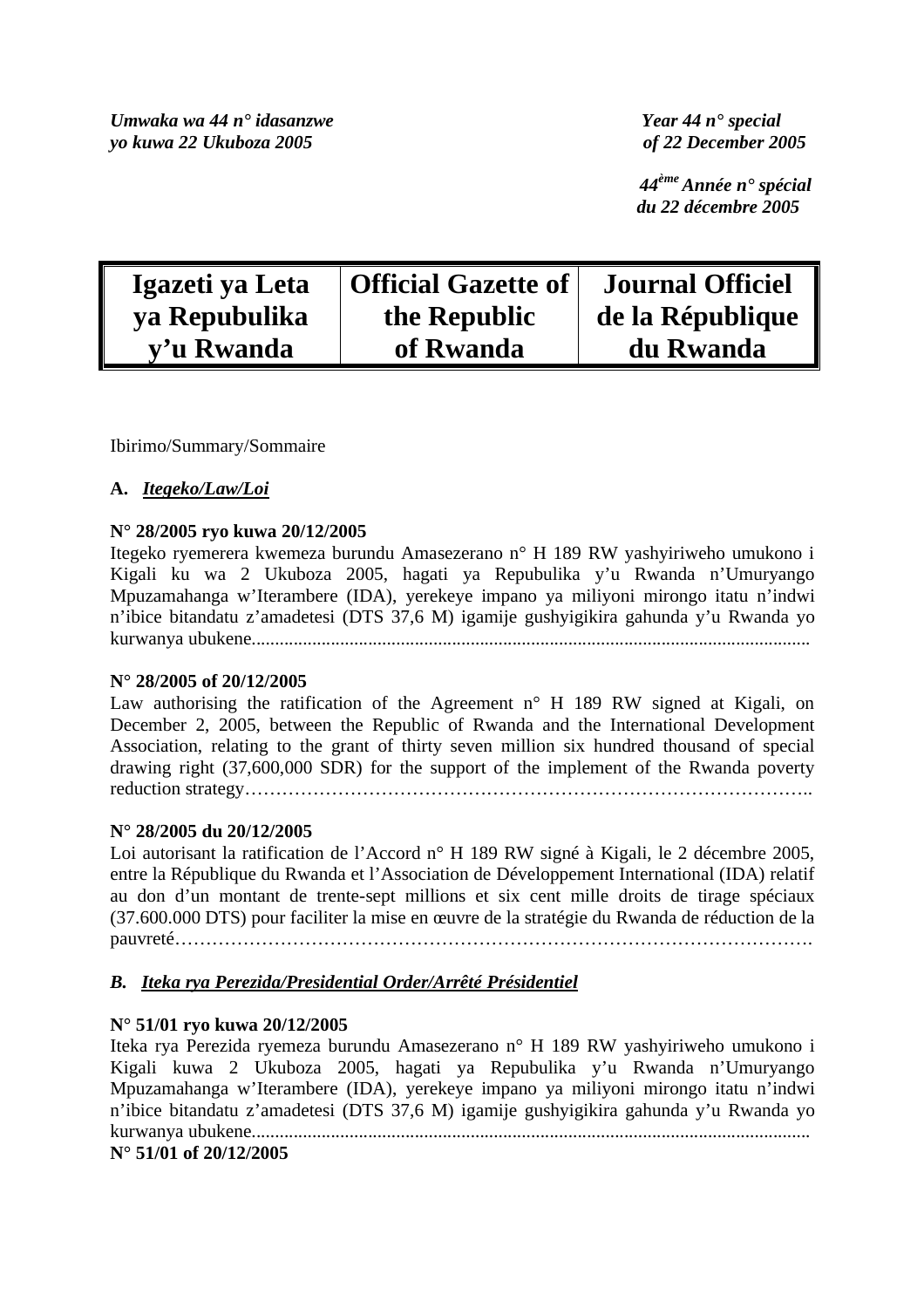*Umwaka wa 44 n° idasanzwe*
*yo kuwa 22 Ukuboza 2005*

*Year 44 n° special*
*of 22 December 2005*

*44ème Année n° spécial*
*du 22 décembre 2005*

| Igazeti ya Leta ya Repubulika y'u Rwanda | Official Gazette of the Republic of Rwanda | Journal Officiel de la République du Rwanda |
|---|---|---|

Ibirimo/Summary/Sommaire

**A. *Itegeko/Law/Loi***

**N° 28/2005 ryo kuwa 20/12/2005**
Itegeko ryemerera kwemeza burundu Amasezerano n° H 189 RW yashyiriweho umukono i Kigali ku wa 2 Ukuboza 2005, hagati ya Repubulika y'u Rwanda n'Umuryango Mpuzamahanga w'Iterambere (IDA), yerekeye impano ya miliyoni mirongo itatu n'indwi n'ibice bitandatu z'amadetesi (DTS 37,6 M) igamije gushyigikira gahunda y'u Rwanda yo kurwanya ubukene........................................................................................................................

**N° 28/2005 of 20/12/2005**
Law authorising the ratification of the Agreement n° H 189 RW signed at Kigali, on December 2, 2005, between the Republic of Rwanda and the International Development Association, relating to the grant of thirty seven million six hundred thousand of special drawing right (37,600,000 SDR) for the support of the implement of the Rwanda poverty reduction strategy………………………………………………………………………………..

**N° 28/2005 du 20/12/2005**
Loi autorisant la ratification de l'Accord n° H 189 RW signé à Kigali, le 2 décembre 2005, entre la République du Rwanda et l'Association de Développement International (IDA) relatif au don d'un montant de trente-sept millions et six cent mille droits de tirage spéciaux (37.600.000 DTS) pour faciliter la mise en œuvre de la stratégie du Rwanda de réduction de la pauvreté……………………………………………………………………………………….

***B. Iteka rya Perezida/Presidential Order/Arrêté Présidentiel***

**N° 51/01 ryo kuwa 20/12/2005**
Iteka rya Perezida ryemeza burundu Amasezerano n° H 189 RW yashyiriweho umukono i Kigali kuwa 2 Ukuboza 2005, hagati ya Repubulika y'u Rwanda n'Umuryango Mpuzamahanga w'Iterambere (IDA), yerekeye impano ya miliyoni mirongo itatu n'indwi n'ibice bitandatu z'amadetesi (DTS 37,6 M) igamije gushyigikira gahunda y'u Rwanda yo kurwanya ubukene........................................................................................................................

**N° 51/01 of 20/12/2005**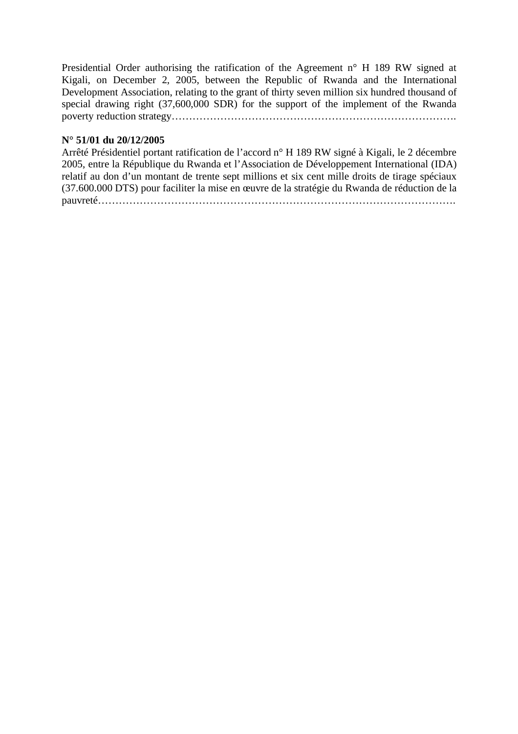Presidential Order authorising the ratification of the Agreement n° H 189 RW signed at Kigali, on December 2, 2005, between the Republic of Rwanda and the International Development Association, relating to the grant of thirty seven million six hundred thousand of special drawing right (37,600,000 SDR) for the support of the implement of the Rwanda poverty reduction strategy……………………………………………………………………….

**N° 51/01 du 20/12/2005**
Arrêté Présidentiel portant ratification de l'accord n° H 189 RW signé à Kigali, le 2 décembre 2005, entre la République du Rwanda et l'Association de Développement International (IDA) relatif au don d'un montant de trente sept millions et six cent mille droits de tirage spéciaux (37.600.000 DTS) pour faciliter la mise en œuvre de la stratégie du Rwanda de réduction de la pauvreté……………………………………………………………………………………….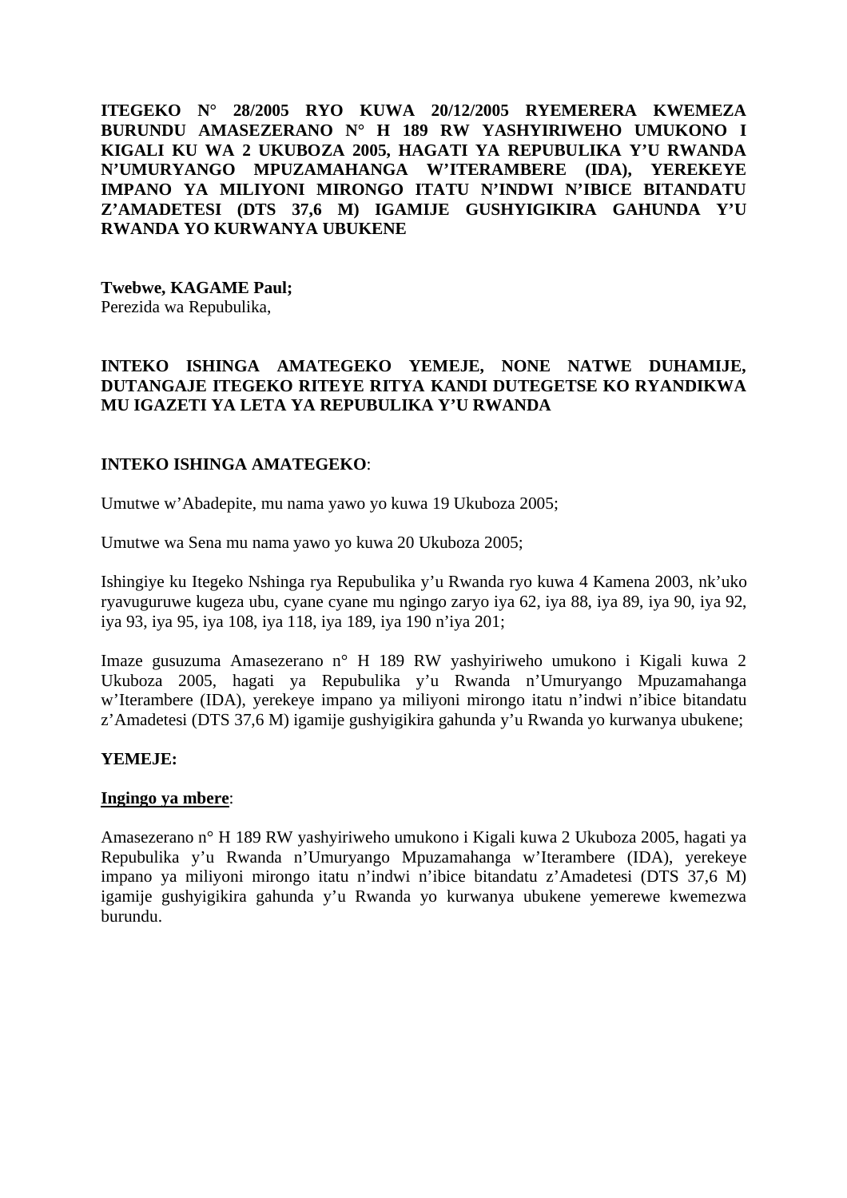**ITEGEKO N° 28/2005 RYO KUWA 20/12/2005 RYEMERERA KWEMEZA BURUNDU AMASEZERANO N° H 189 RW YASHYIRIWEHO UMUKONO I KIGALI KU WA 2 UKUBOZA 2005, HAGATI YA REPUBULIKA Y'U RWANDA N'UMURYANGO MPUZAMAHANGA W'ITERAMBERE (IDA), YEREKEYE IMPANO YA MILIYONI MIRONGO ITATU N'INDWI N'IBICE BITANDATU Z'AMADETESI (DTS 37,6 M) IGAMIJE GUSHYIGIKIRA GAHUNDA Y'U RWANDA YO KURWANYA UBUKENE**

**Twebwe, KAGAME Paul;**
Perezida wa Repubulika,

**INTEKO ISHINGA AMATEGEKO YEMEJE, NONE NATWE DUHAMIJE, DUTANGAJE ITEGEKO RITEYE RITYA KANDI DUTEGETSE KO RYANDIKWA MU IGAZETI YA LETA YA REPUBULIKA Y'U RWANDA**

**INTEKO ISHINGA AMATEGEKO**:

Umutwe w'Abadepite, mu nama yawo yo kuwa 19 Ukuboza 2005;

Umutwe wa Sena mu nama yawo yo kuwa 20 Ukuboza 2005;

Ishingiye ku Itegeko Nshinga rya Repubulika y'u Rwanda ryo kuwa 4 Kamena 2003, nk'uko ryavuguruwe kugeza ubu, cyane cyane mu ngingo zaryo iya 62, iya 88, iya 89, iya 90, iya 92, iya 93, iya 95, iya 108, iya 118, iya 189, iya 190 n'iya 201;

Imaze gusuzuma Amasezerano n° H 189 RW yashyiriweho umukono i Kigali kuwa 2 Ukuboza 2005, hagati ya Repubulika y'u Rwanda n'Umuryango Mpuzamahanga w'Iterambere (IDA), yerekeye impano ya miliyoni mirongo itatu n'indwi n'ibice bitandatu z'Amadetesi (DTS 37,6 M) igamije gushyigikira gahunda y'u Rwanda yo kurwanya ubukene;

**YEMEJE:**

**<u>Ingingo ya mbere</u>**:

Amasezerano n° H 189 RW yashyiriweho umukono i Kigali kuwa 2 Ukuboza 2005, hagati ya Repubulika y'u Rwanda n'Umuryango Mpuzamahanga w'Iterambere (IDA), yerekeye impano ya miliyoni mirongo itatu n'indwi n'ibice bitandatu z'Amadetesi (DTS 37,6 M) igamije gushyigikira gahunda y'u Rwanda yo kurwanya ubukene yemerewe kwemezwa burundu.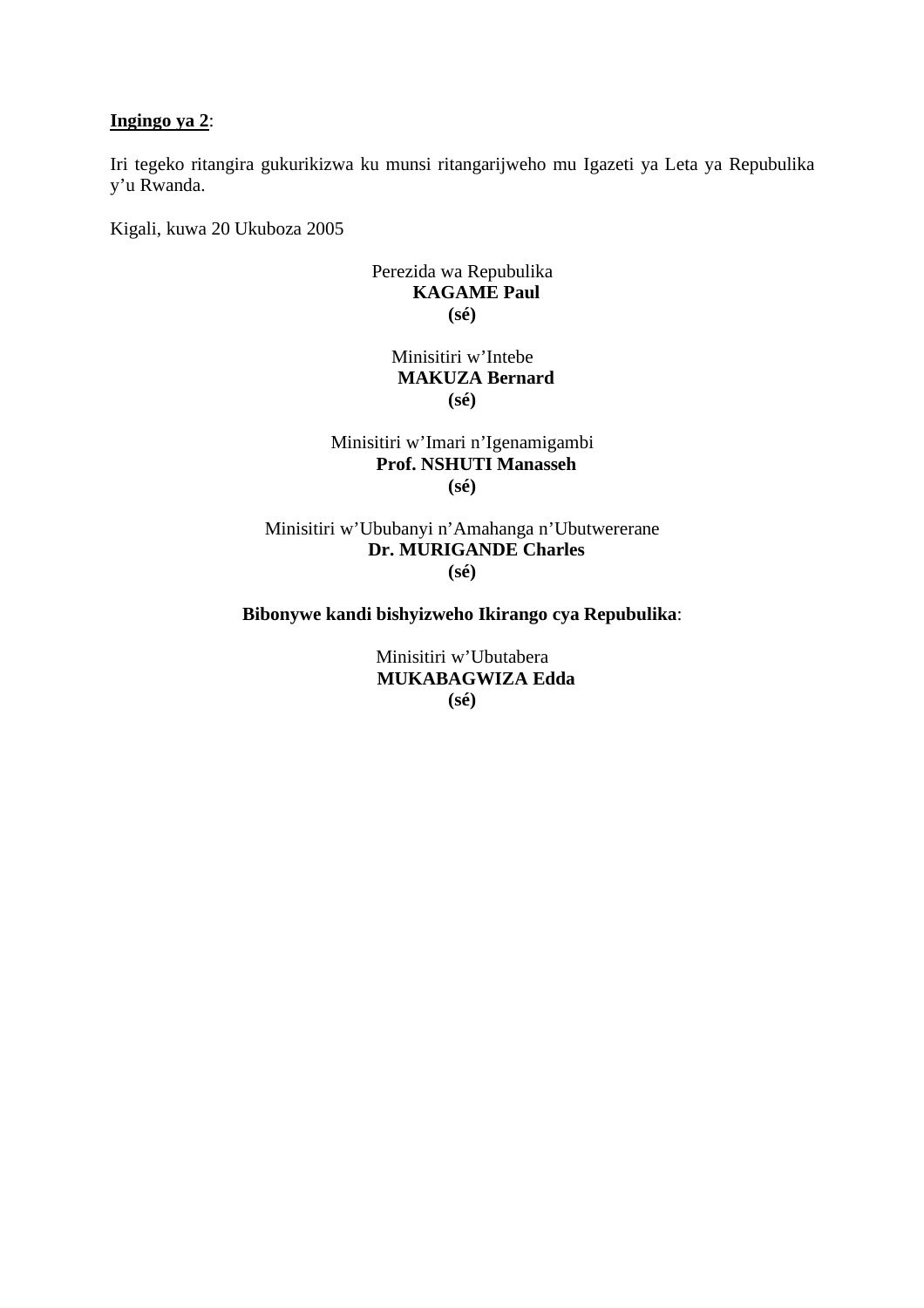**<u>Ingingo ya 2</u>**:

Iri tegeko ritangira gukurikizwa ku munsi ritangarijweho mu Igazeti ya Leta ya Repubulika y'u Rwanda.

Kigali, kuwa 20 Ukuboza 2005

Perezida wa Repubulika
**KAGAME Paul**
**(sé)**

Minisitiri w'Intebe
**MAKUZA Bernard**
**(sé)**

Minisitiri w'Imari n'Igenamigambi
**Prof. NSHUTI Manasseh**
**(sé)**

Minisitiri w'Ububanyi n'Amahanga n'Ubutwererane
**Dr. MURIGANDE Charles**
**(sé)**

**Bibonywe kandi bishyizweho Ikirango cya Repubulika**:

Minisitiri w'Ubutabera
**MUKABAGWIZA Edda**
**(sé)**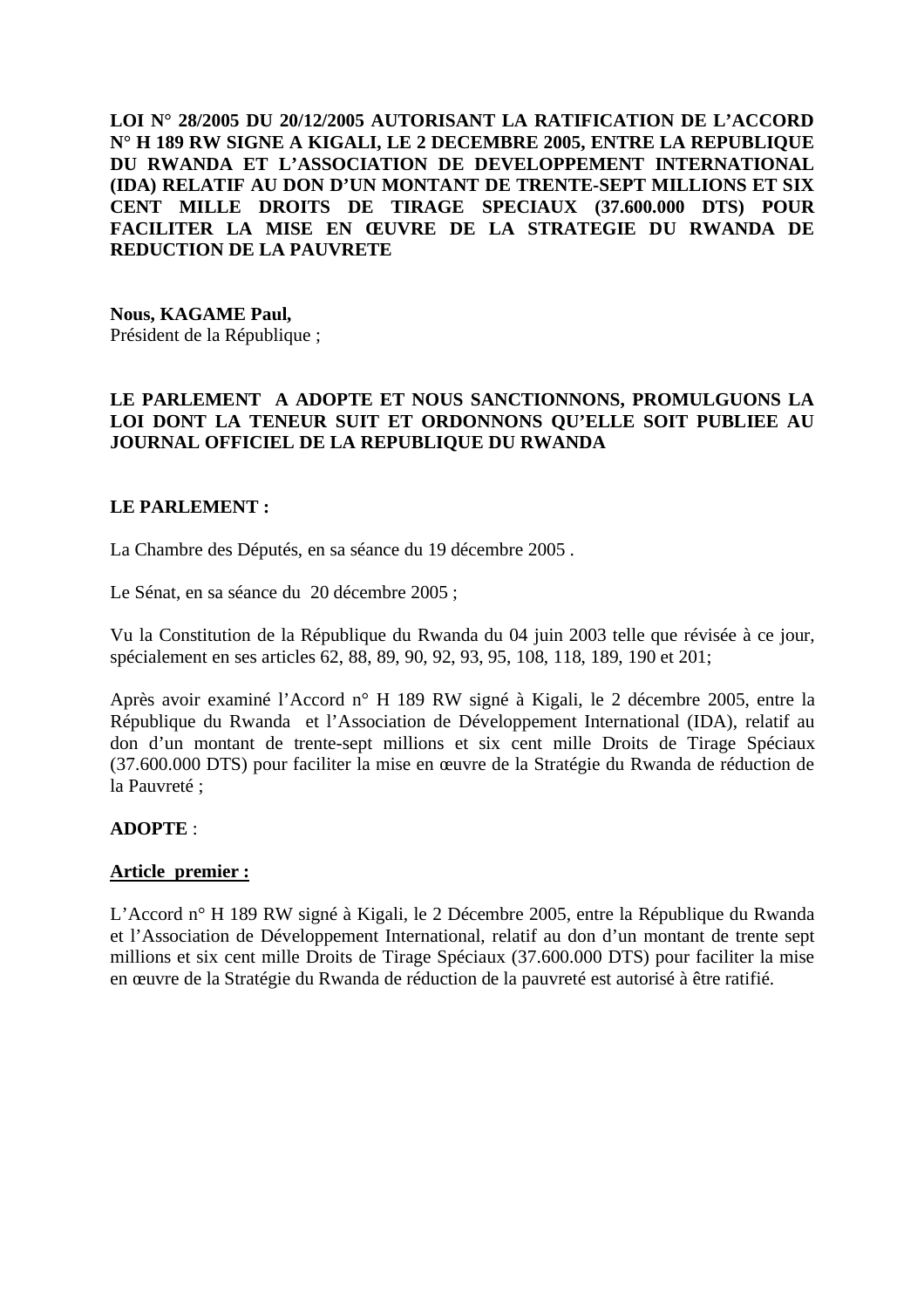**LOI N° 28/2005 DU 20/12/2005 AUTORISANT LA RATIFICATION DE L'ACCORD N° H 189 RW SIGNE A KIGALI, LE 2 DECEMBRE 2005, ENTRE LA REPUBLIQUE DU RWANDA ET L'ASSOCIATION DE DEVELOPPEMENT INTERNATIONAL (IDA) RELATIF AU DON D'UN MONTANT DE TRENTE-SEPT MILLIONS ET SIX CENT MILLE DROITS DE TIRAGE SPECIAUX (37.600.000 DTS) POUR FACILITER LA MISE EN ŒUVRE DE LA STRATEGIE DU RWANDA DE REDUCTION DE LA PAUVRETE**

**Nous, KAGAME Paul,**
Président de la République ;

**LE PARLEMENT A ADOPTE ET NOUS SANCTIONNONS, PROMULGUONS LA LOI DONT LA TENEUR SUIT ET ORDONNONS QU'ELLE SOIT PUBLIEE AU JOURNAL OFFICIEL DE LA REPUBLIQUE DU RWANDA**

**LE PARLEMENT :**

La Chambre des Députés, en sa séance du 19 décembre 2005 .

Le Sénat, en sa séance du 20 décembre 2005 ;

Vu la Constitution de la République du Rwanda du 04 juin 2003 telle que révisée à ce jour, spécialement en ses articles 62, 88, 89, 90, 92, 93, 95, 108, 118, 189, 190 et 201;

Après avoir examiné l'Accord n° H 189 RW signé à Kigali, le 2 décembre 2005, entre la République du Rwanda et l'Association de Développement International (IDA), relatif au don d'un montant de trente-sept millions et six cent mille Droits de Tirage Spéciaux (37.600.000 DTS) pour faciliter la mise en œuvre de la Stratégie du Rwanda de réduction de la Pauvreté ;

**ADOPTE** :

**Article premier :**

L'Accord n° H 189 RW signé à Kigali, le 2 Décembre 2005, entre la République du Rwanda et l'Association de Développement International, relatif au don d'un montant de trente sept millions et six cent mille Droits de Tirage Spéciaux (37.600.000 DTS) pour faciliter la mise en œuvre de la Stratégie du Rwanda de réduction de la pauvreté est autorisé à être ratifié.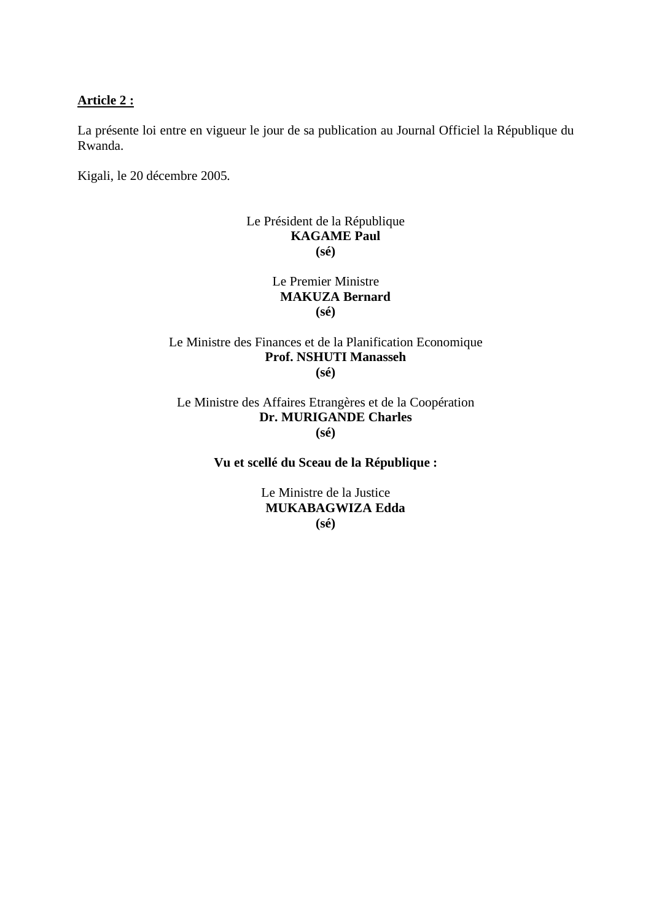**<u>Article 2 :</u>**

La présente loi entre en vigueur le jour de sa publication au Journal Officiel la République du Rwanda.

Kigali, le 20 décembre 2005.

Le Président de la République
**KAGAME Paul**
**(sé)**

Le Premier Ministre
**MAKUZA Bernard**
**(sé)**

Le Ministre des Finances et de la Planification Economique
**Prof. NSHUTI Manasseh**
**(sé)**

Le Ministre des Affaires Etrangères et de la Coopération
**Dr. MURIGANDE Charles**
**(sé)**

**Vu et scellé du Sceau de la République :**

Le Ministre de la Justice
**MUKABAGWIZA Edda**
**(sé)**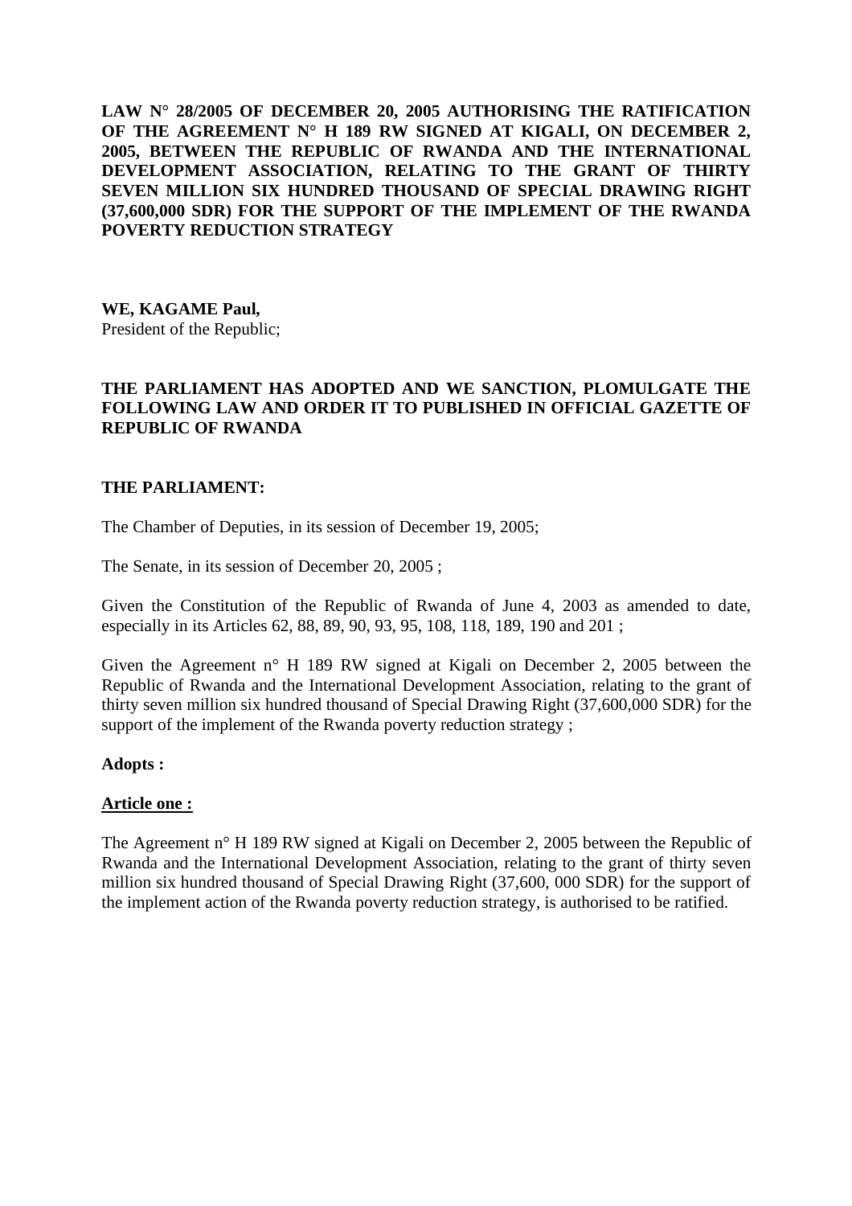**LAW N° 28/2005 OF DECEMBER 20, 2005 AUTHORISING THE RATIFICATION OF THE AGREEMENT N° H 189 RW SIGNED AT KIGALI, ON DECEMBER 2, 2005, BETWEEN THE REPUBLIC OF RWANDA AND THE INTERNATIONAL DEVELOPMENT ASSOCIATION, RELATING TO THE GRANT OF THIRTY SEVEN MILLION SIX HUNDRED THOUSAND OF SPECIAL DRAWING RIGHT (37,600,000 SDR) FOR THE SUPPORT OF THE IMPLEMENT OF THE RWANDA POVERTY REDUCTION STRATEGY**

**WE, KAGAME Paul,**
President of the Republic;

**THE PARLIAMENT HAS ADOPTED AND WE SANCTION, PLOMULGATE THE FOLLOWING LAW AND ORDER IT TO PUBLISHED IN OFFICIAL GAZETTE OF REPUBLIC OF RWANDA**

**THE PARLIAMENT:**

The Chamber of Deputies, in its session of December 19, 2005;

The Senate, in its session of December 20, 2005 ;

Given the Constitution of the Republic of Rwanda of June 4, 2003 as amended to date, especially in its Articles 62, 88, 89, 90, 93, 95, 108, 118, 189, 190 and 201 ;

Given the Agreement n° H 189 RW signed at Kigali on December 2, 2005 between the Republic of Rwanda and the International Development Association, relating to the grant of thirty seven million six hundred thousand of Special Drawing Right (37,600,000 SDR) for the support of the implement of the Rwanda poverty reduction strategy ;

**Adopts :**

**Article one :**

The Agreement n° H 189 RW signed at Kigali on December 2, 2005 between the Republic of Rwanda and the International Development Association, relating to the grant of thirty seven million six hundred thousand of Special Drawing Right (37,600, 000 SDR) for the support of the implement action of the Rwanda poverty reduction strategy, is authorised to be ratified.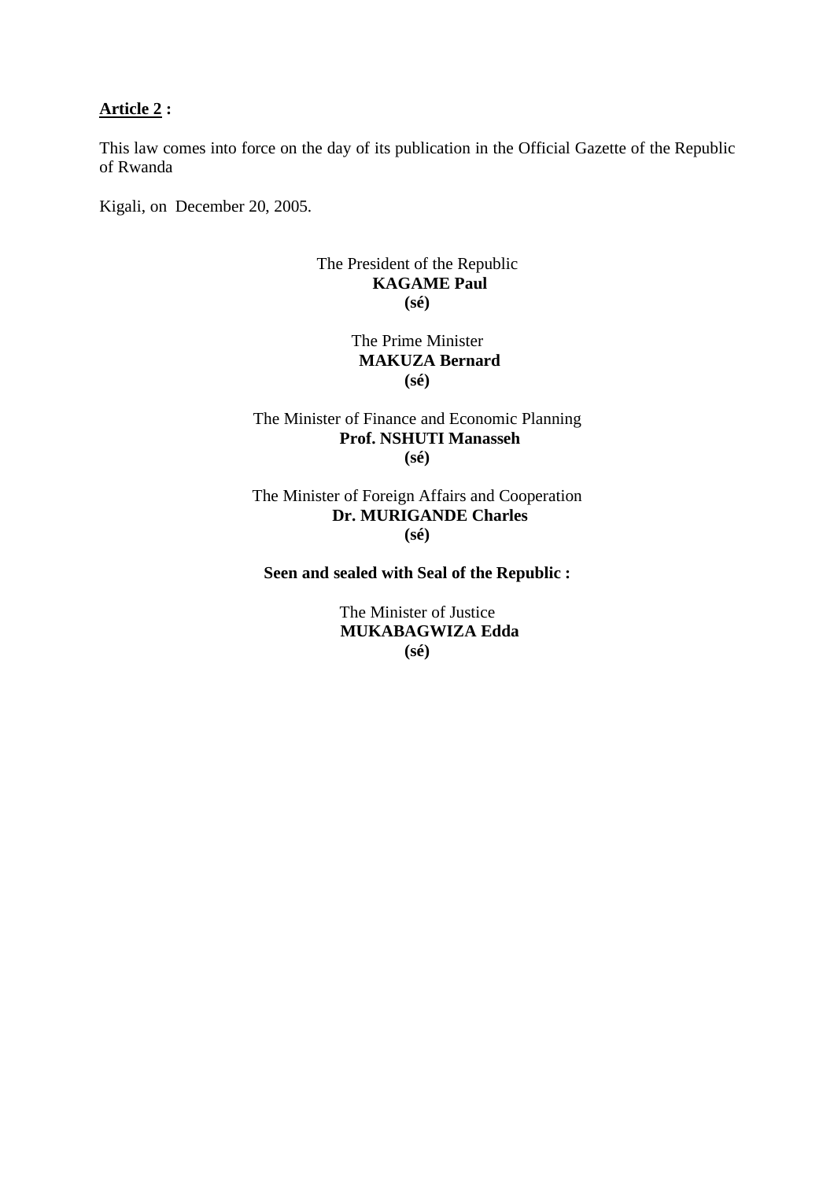**<u>Article 2</u> :**

This law comes into force on the day of its publication in the Official Gazette of the Republic of Rwanda

Kigali, on December 20, 2005.

The President of the Republic
**KAGAME Paul**
**(sé)**

The Prime Minister
**MAKUZA Bernard**
**(sé)**

The Minister of Finance and Economic Planning
**Prof. NSHUTI Manasseh**
**(sé)**

The Minister of Foreign Affairs and Cooperation
**Dr. MURIGANDE Charles**
**(sé)**

**Seen and sealed with Seal of the Republic :**

The Minister of Justice
**MUKABAGWIZA Edda**
**(sé)**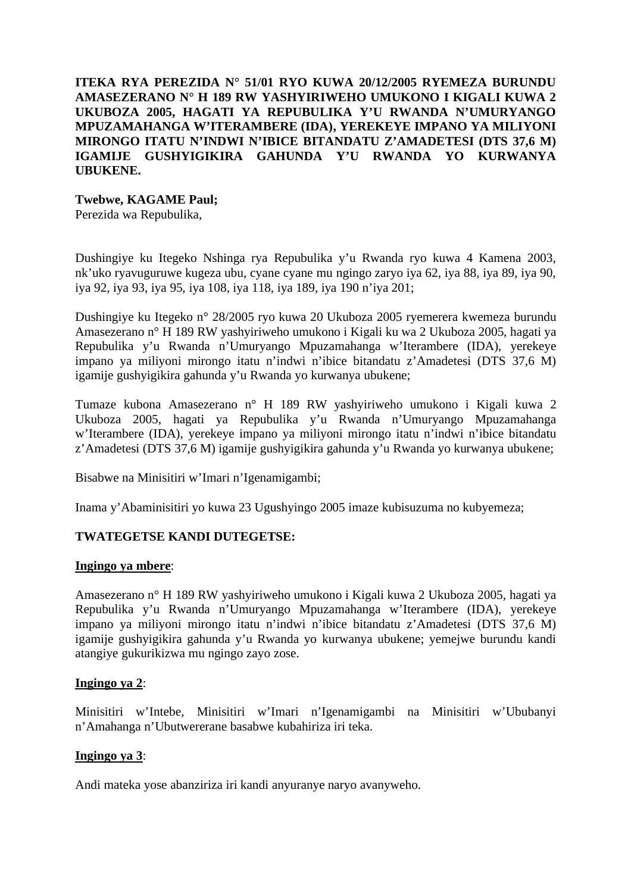**ITEKA RYA PEREZIDA N° 51/01 RYO KUWA 20/12/2005 RYEMEZA BURUNDU AMASEZERANO N° H 189 RW YASHYIRIWEHO UMUKONO I KIGALI KUWA 2 UKUBOZA 2005, HAGATI YA REPUBULIKA Y'U RWANDA N'UMURYANGO MPUZAMAHANGA W'ITERAMBERE (IDA), YEREKEYE IMPANO YA MILIYONI MIRONGO ITATU N'INDWI N'IBICE BITANDATU Z'AMADETESI (DTS 37,6 M) IGAMIJE GUSHYIGIKIRA GAHUNDA Y'U RWANDA YO KURWANYA UBUKENE.**

**Twebwe, KAGAME Paul;**
Perezida wa Repubulika,

Dushingiye ku Itegeko Nshinga rya Repubulika y'u Rwanda ryo kuwa 4 Kamena 2003, nk'uko ryavuguruwe kugeza ubu, cyane cyane mu ngingo zaryo iya 62, iya 88, iya 89, iya 90, iya 92, iya 93, iya 95, iya 108, iya 118, iya 189, iya 190 n'iya 201;

Dushingiye ku Itegeko n° 28/2005 ryo kuwa 20 Ukuboza 2005 ryemerera kwemeza burundu Amasezerano n° H 189 RW yashyiriweho umukono i Kigali ku wa 2 Ukuboza 2005, hagati ya Repubulika y'u Rwanda n'Umuryango Mpuzamahanga w'Iterambere (IDA), yerekeye impano ya miliyoni mirongo itatu n'indwi n'ibice bitandatu z'Amadetesi (DTS 37,6 M) igamije gushyigikira gahunda y'u Rwanda yo kurwanya ubukene;

Tumaze kubona Amasezerano n° H 189 RW yashyiriweho umukono i Kigali kuwa 2 Ukuboza 2005, hagati ya Repubulika y'u Rwanda n'Umuryango Mpuzamahanga w'Iterambere (IDA), yerekeye impano ya miliyoni mirongo itatu n'indwi n'ibice bitandatu z'Amadetesi (DTS 37,6 M) igamije gushyigikira gahunda y'u Rwanda yo kurwanya ubukene;

Bisabwe na Minisitiri w'Imari n'Igenamigambi;

Inama y'Abaminisitiri yo kuwa 23 Ugushyingo 2005 imaze kubisuzuma no kubyemeza;

**TWATEGETSE KANDI DUTEGETSE:**

**Ingingo ya mbere**:

Amasezerano n° H 189 RW yashyiriweho umukono i Kigali kuwa 2 Ukuboza 2005, hagati ya Repubulika y'u Rwanda n'Umuryango Mpuzamahanga w'Iterambere (IDA), yerekeye impano ya miliyoni mirongo itatu n'indwi n'ibice bitandatu z'Amadetesi (DTS 37,6 M) igamije gushyigikira gahunda y'u Rwanda yo kurwanya ubukene; yemejwe burundu kandi atangiye gukurikizwa mu ngingo zayo zose.

**Ingingo ya 2**:

Minisitiri w'Intebe, Minisitiri w'Imari n'Igenamigambi na Minisitiri w'Ububanyi n'Amahanga n'Ubutwererane basabwe kubahiriza iri teka.

**Ingingo ya 3**:

Andi mateka yose abanziriza iri kandi anyuranye naryo avanyweho.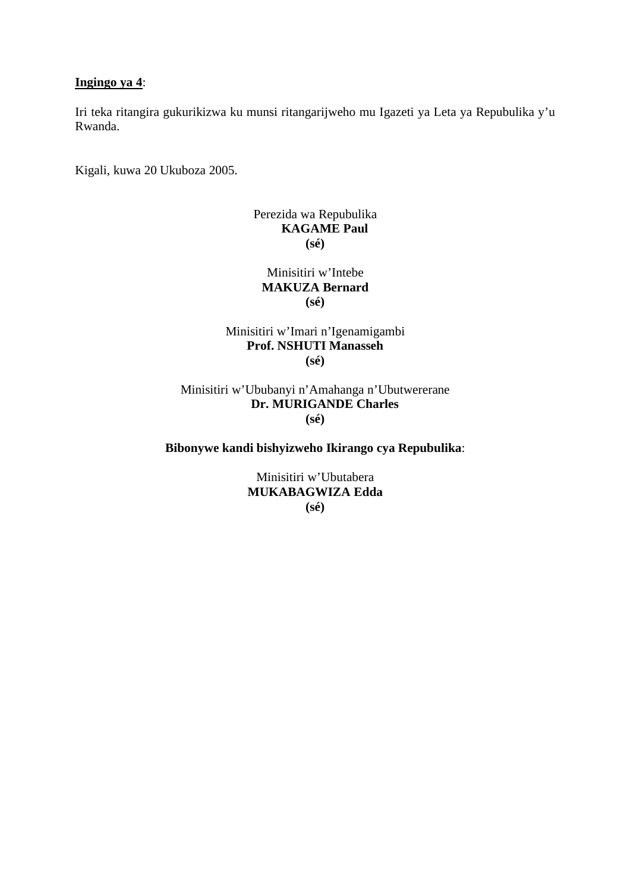<u>**Ingingo ya 4**</u>:

Iri teka ritangira gukurikizwa ku munsi ritangarijweho mu Igazeti ya Leta ya Repubulika y'u Rwanda.

Kigali, kuwa 20 Ukuboza 2005.

Perezida wa Repubulika
**KAGAME Paul**
**(sé)**

Minisitiri w'Intebe
**MAKUZA Bernard**
**(sé)**

Minisitiri w'Imari n'Igenamigambi
**Prof. NSHUTI Manasseh**
**(sé)**

Minisitiri w'Ububanyi n'Amahanga n'Ubutwererane
**Dr. MURIGANDE Charles**
**(sé)**

**Bibonywe kandi bishyizweho Ikirango cya Repubulika**:

Minisitiri w'Ubutabera
**MUKABAGWIZA Edda**
**(sé)**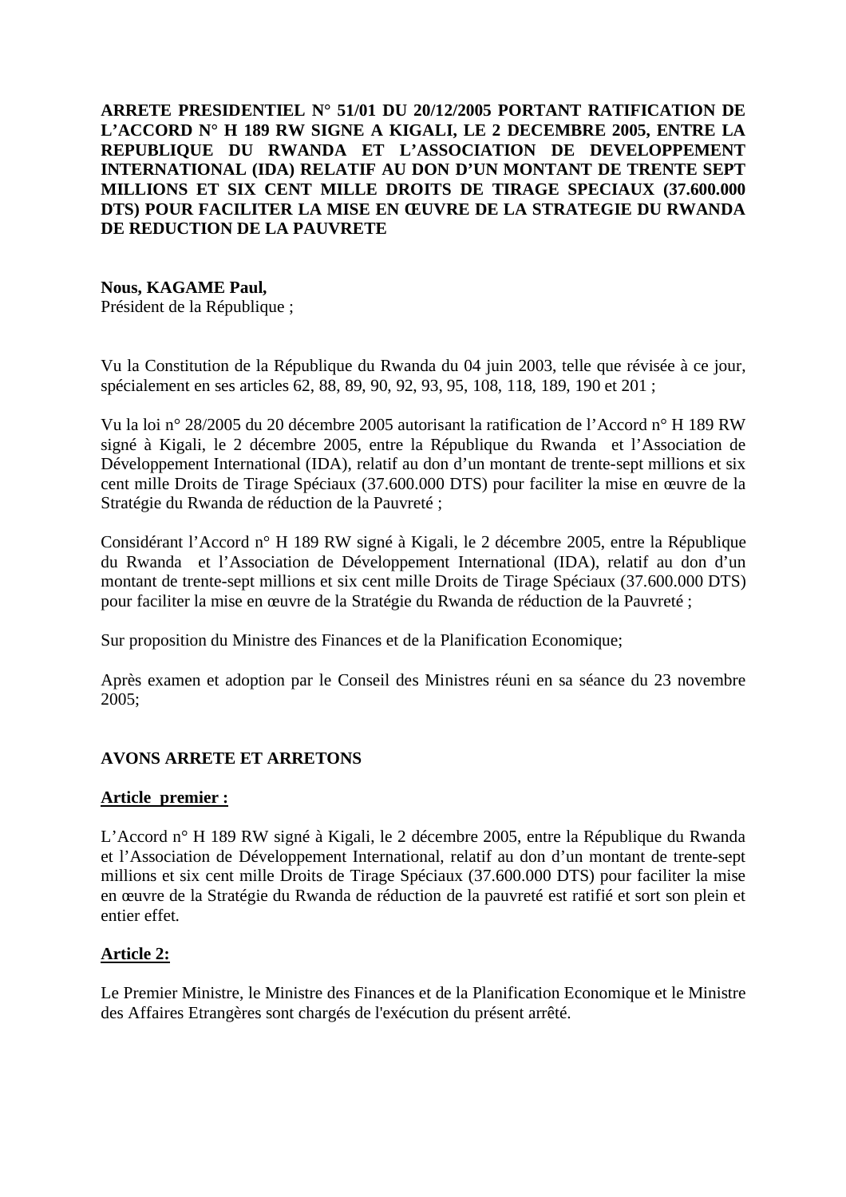**ARRETE PRESIDENTIEL N° 51/01 DU 20/12/2005 PORTANT RATIFICATION DE L'ACCORD N° H 189 RW SIGNE A KIGALI, LE 2 DECEMBRE 2005, ENTRE LA REPUBLIQUE DU RWANDA ET L'ASSOCIATION DE DEVELOPPEMENT INTERNATIONAL (IDA) RELATIF AU DON D'UN MONTANT DE TRENTE SEPT MILLIONS ET SIX CENT MILLE DROITS DE TIRAGE SPECIAUX (37.600.000 DTS) POUR FACILITER LA MISE EN ŒUVRE DE LA STRATEGIE DU RWANDA DE REDUCTION DE LA PAUVRETE**

**Nous, KAGAME Paul,**
Président de la République ;

Vu la Constitution de la République du Rwanda du 04 juin 2003, telle que révisée à ce jour, spécialement en ses articles 62, 88, 89, 90, 92, 93, 95, 108, 118, 189, 190 et 201 ;

Vu la loi n° 28/2005 du 20 décembre 2005 autorisant la ratification de l'Accord n° H 189 RW signé à Kigali, le 2 décembre 2005, entre la République du Rwanda et l'Association de Développement International (IDA), relatif au don d'un montant de trente-sept millions et six cent mille Droits de Tirage Spéciaux (37.600.000 DTS) pour faciliter la mise en œuvre de la Stratégie du Rwanda de réduction de la Pauvreté ;

Considérant l'Accord n° H 189 RW signé à Kigali, le 2 décembre 2005, entre la République du Rwanda et l'Association de Développement International (IDA), relatif au don d'un montant de trente-sept millions et six cent mille Droits de Tirage Spéciaux (37.600.000 DTS) pour faciliter la mise en œuvre de la Stratégie du Rwanda de réduction de la Pauvreté ;

Sur proposition du Ministre des Finances et de la Planification Economique;

Après examen et adoption par le Conseil des Ministres réuni en sa séance du 23 novembre 2005;

**AVONS ARRETE ET ARRETONS**

**Article premier :**

L'Accord n° H 189 RW signé à Kigali, le 2 décembre 2005, entre la République du Rwanda et l'Association de Développement International, relatif au don d'un montant de trente-sept millions et six cent mille Droits de Tirage Spéciaux (37.600.000 DTS) pour faciliter la mise en œuvre de la Stratégie du Rwanda de réduction de la pauvreté est ratifié et sort son plein et entier effet.

**Article 2:**

Le Premier Ministre, le Ministre des Finances et de la Planification Economique et le Ministre des Affaires Etrangères sont chargés de l'exécution du présent arrêté.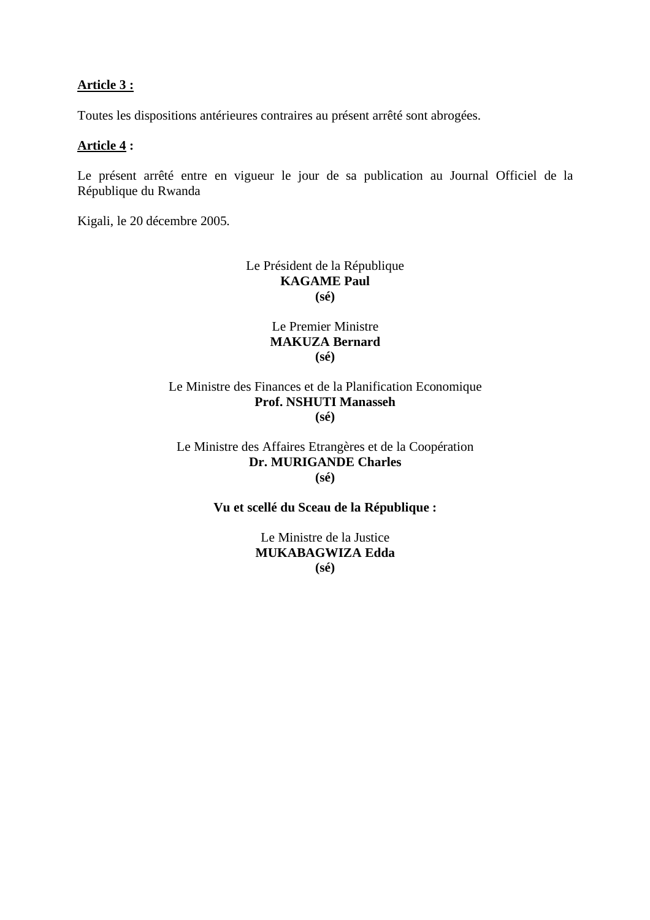**<u>Article 3 :</u>**

Toutes les dispositions antérieures contraires au présent arrêté sont abrogées.

**<u>Article 4</u> :**

Le présent arrêté entre en vigueur le jour de sa publication au Journal Officiel de la République du Rwanda

Kigali, le 20 décembre 2005.

Le Président de la République
**KAGAME Paul**
**(sé)**

Le Premier Ministre
**MAKUZA Bernard**
**(sé)**

Le Ministre des Finances et de la Planification Economique
**Prof. NSHUTI Manasseh**
**(sé)**

Le Ministre des Affaires Etrangères et de la Coopération
**Dr. MURIGANDE Charles**
**(sé)**

**Vu et scellé du Sceau de la République :**

Le Ministre de la Justice
**MUKABAGWIZA Edda**
**(sé)**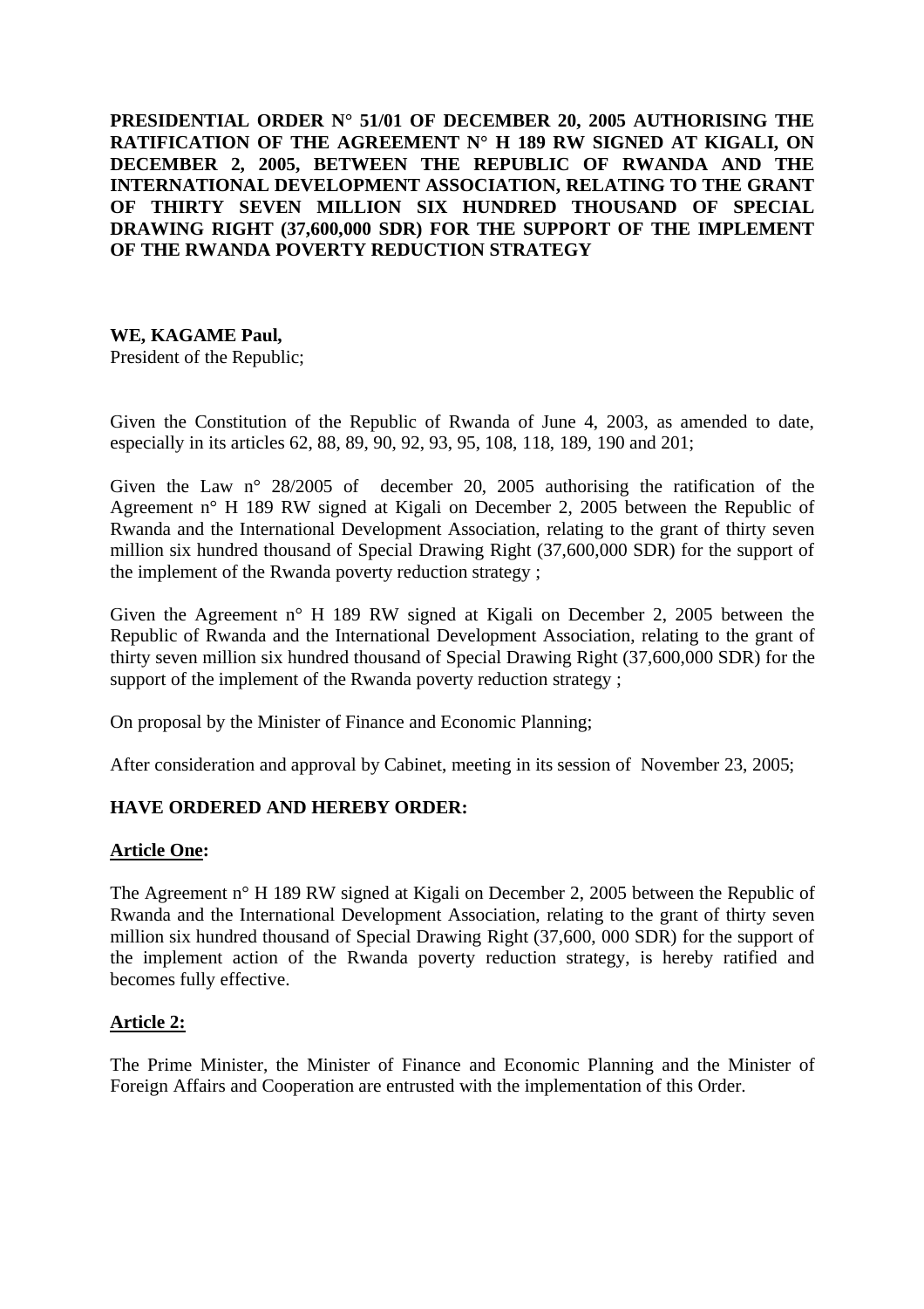**PRESIDENTIAL ORDER N° 51/01 OF DECEMBER 20, 2005 AUTHORISING THE RATIFICATION OF THE AGREEMENT N° H 189 RW SIGNED AT KIGALI, ON DECEMBER 2, 2005, BETWEEN THE REPUBLIC OF RWANDA AND THE INTERNATIONAL DEVELOPMENT ASSOCIATION, RELATING TO THE GRANT OF THIRTY SEVEN MILLION SIX HUNDRED THOUSAND OF SPECIAL DRAWING RIGHT (37,600,000 SDR) FOR THE SUPPORT OF THE IMPLEMENT OF THE RWANDA POVERTY REDUCTION STRATEGY**

**WE, KAGAME Paul,**
President of the Republic;

Given the Constitution of the Republic of Rwanda of June 4, 2003, as amended to date, especially in its articles 62, 88, 89, 90, 92, 93, 95, 108, 118, 189, 190 and 201;

Given the Law n° 28/2005 of december 20, 2005 authorising the ratification of the Agreement n° H 189 RW signed at Kigali on December 2, 2005 between the Republic of Rwanda and the International Development Association, relating to the grant of thirty seven million six hundred thousand of Special Drawing Right (37,600,000 SDR) for the support of the implement of the Rwanda poverty reduction strategy ;

Given the Agreement n° H 189 RW signed at Kigali on December 2, 2005 between the Republic of Rwanda and the International Development Association, relating to the grant of thirty seven million six hundred thousand of Special Drawing Right (37,600,000 SDR) for the support of the implement of the Rwanda poverty reduction strategy ;

On proposal by the Minister of Finance and Economic Planning;

After consideration and approval by Cabinet, meeting in its session of November 23, 2005;

**HAVE ORDERED AND HEREBY ORDER:**

**Article One:**

The Agreement n° H 189 RW signed at Kigali on December 2, 2005 between the Republic of Rwanda and the International Development Association, relating to the grant of thirty seven million six hundred thousand of Special Drawing Right (37,600, 000 SDR) for the support of the implement action of the Rwanda poverty reduction strategy, is hereby ratified and becomes fully effective.

**Article 2:**

The Prime Minister, the Minister of Finance and Economic Planning and the Minister of Foreign Affairs and Cooperation are entrusted with the implementation of this Order.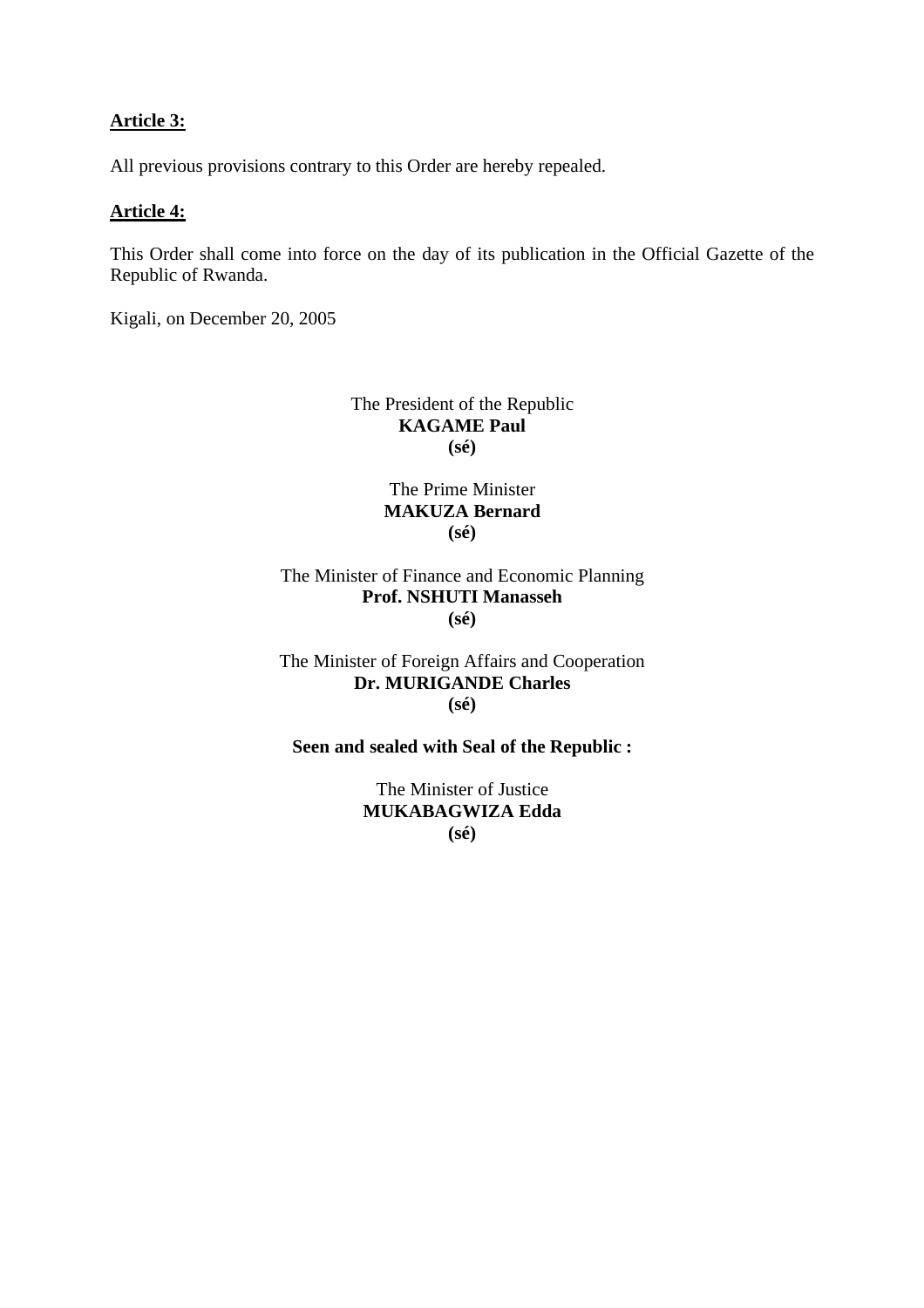**Article 3:**

All previous provisions contrary to this Order are hereby repealed.

**Article 4:**

This Order shall come into force on the day of its publication in the Official Gazette of the Republic of Rwanda.

Kigali, on December 20, 2005

The President of the Republic
**KAGAME Paul**
**(sé)**

The Prime Minister
**MAKUZA Bernard**
**(sé)**

The Minister of Finance and Economic Planning
**Prof. NSHUTI Manasseh**
**(sé)**

The Minister of Foreign Affairs and Cooperation
**Dr. MURIGANDE Charles**
**(sé)**

**Seen and sealed with Seal of the Republic :**

The Minister of Justice
**MUKABAGWIZA Edda**
**(sé)**